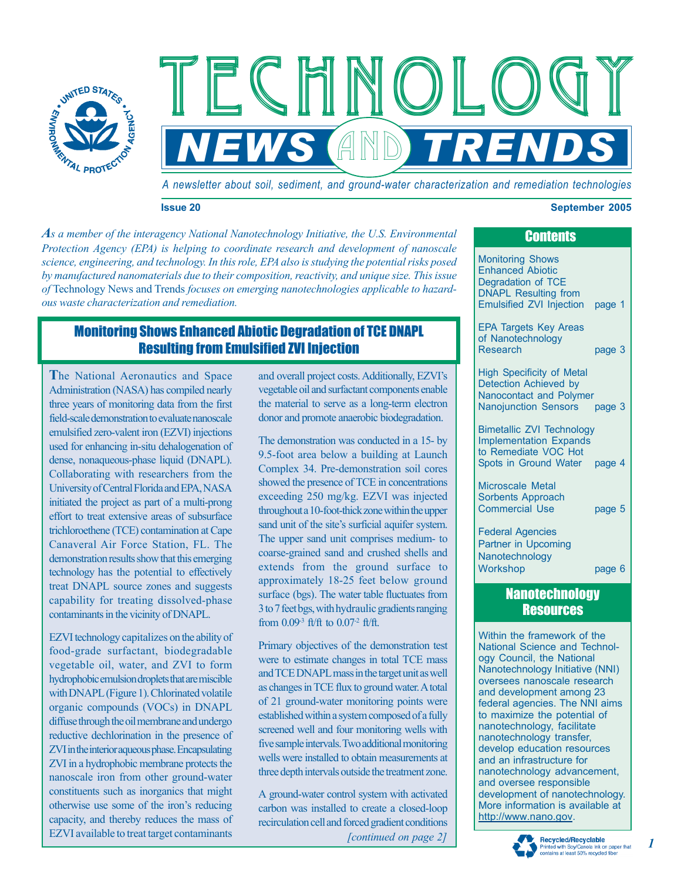# TECHNOLOGY NEWS AND TRENDS

*A newsletter about soil, sediment, and ground-water characterization and remediation technologies*

**Issue 20** **September 2005**

*As a member of the interagency National Nanotechnology Initiative, the U.S. Environmental Protection Agency (EPA) is helping to coordinate research and development of nanoscale science, engineering, and technology. In this role, EPA also is studying the potential risks posed by manufactured nanomaterials due to their composition, reactivity, and unique size. This issue of* Technology News and Trends *focuses on emerging nanotechnologies applicable to hazardous waste characterization and remediation.*

## Monitoring Shows Enhanced Abiotic Degradation of TCE DNAPL Resulting from Emulsified ZVI Injection

The National Aeronautics and Space Administration (NASA) has compiled nearly three years of monitoring data from the first field-scale demonstration to evaluate nanoscale emulsified zero-valent iron (EZVI) injections used for enhancing in-situ dehalogenation of dense, nonaqueous-phase liquid (DNAPL). Collaborating with researchers from the University of Central Florida and EPA, NASA initiated the project as part of a multi-prong effort to treat extensive areas of subsurface trichloroethene (TCE) contamination at Cape Canaveral Air Force Station, FL. The demonstration results show that this emerging technology has the potential to effectively treat DNAPL source zones and suggests capability for treating dissolved-phase contaminants in the vicinity of DNAPL.

EZVI technology capitalizes on the ability of food-grade surfactant, biodegradable vegetable oil, water, and ZVI to form hydrophobic emulsion droplets that are miscible with DNAPL (Figure 1). Chlorinated volatile organic compounds (VOCs) in DNAPL diffuse through the oil membrane and undergo reductive dechlorination in the presence of ZVI in the interior aqueous phase. Encapsulating ZVI in a hydrophobic membrane protects the nanoscale iron from other ground-water constituents such as inorganics that might otherwise use some of the iron's reducing capacity, and thereby reduces the mass of EZVI available to treat target contaminants and overall project costs. Additionally, EZVI's vegetable oil and surfactant components enable the material to serve as a long-term electron donor and promote anaerobic biodegradation.

The demonstration was conducted in a 15- by 9.5-foot area below a building at Launch Complex 34. Pre-demonstration soil cores showed the presence of TCE in concentrations exceeding 250 mg/kg. EZVI was injected throughout a 10-foot-thick zone within the upper sand unit of the site's surficial aquifer system. The upper sand unit comprises medium- to coarse-grained sand and crushed shells and extends from the ground surface to approximately 18-25 feet below ground surface (bgs). The water table fluctuates from 3 to 7 feet bgs, with hydraulic gradients ranging from $0.09^{-3}$ ft/ft to $0.07^{-2}$ ft/ft.

Primary objectives of the demonstration test were to estimate changes in total TCE mass and TCE DNAPL mass in the target unit as well as changes in TCE flux to ground water. A total of 21 ground-water monitoring points were established within a system composed of a fully screened well and four monitoring wells with five sample intervals. Two additional monitoring wells were installed to obtain measurements at three depth intervals outside the treatment zone.

A ground-water control system with activated carbon was installed to create a closed-loop recirculation cell and forced gradient conditions

*[continued on page 2]*

## Contents

- Monitoring Shows Enhanced Abiotic Degradation of TCE DNAPL Resulting from Emulsified ZVI Injection — page 1
- EPA Targets Key Areas of Nanotechnology Research — page 3
- High Specificity of Metal Detection Achieved by Nanocontact and Polymer Nanojunction Sensors — page 3
- Bimetallic ZVI Technology Implementation Expands to Remediate VOC Hot Spots in Ground Water — page 4
- Microscale Metal Sorbents Approach Commercial Use — page 5
- Federal Agencies Partner in Upcoming Nanotechnology Workshop — page 6

## Nanotechnology Resources

Within the framework of the National Science and Technology Council, the National Nanotechnology Initiative (NNI) oversees nanoscale research and development among 23 federal agencies. The NNI aims to maximize the potential of nanotechnology, facilitate nanotechnology transfer, develop education resources and an infrastructure for nanotechnology advancement, and oversee responsible development of nanotechnology. More information is available at http://www.nano.gov.

**Recycled/Recyclable** Printed with Soy/Canola Ink on paper that contains at least 50% recycled fiber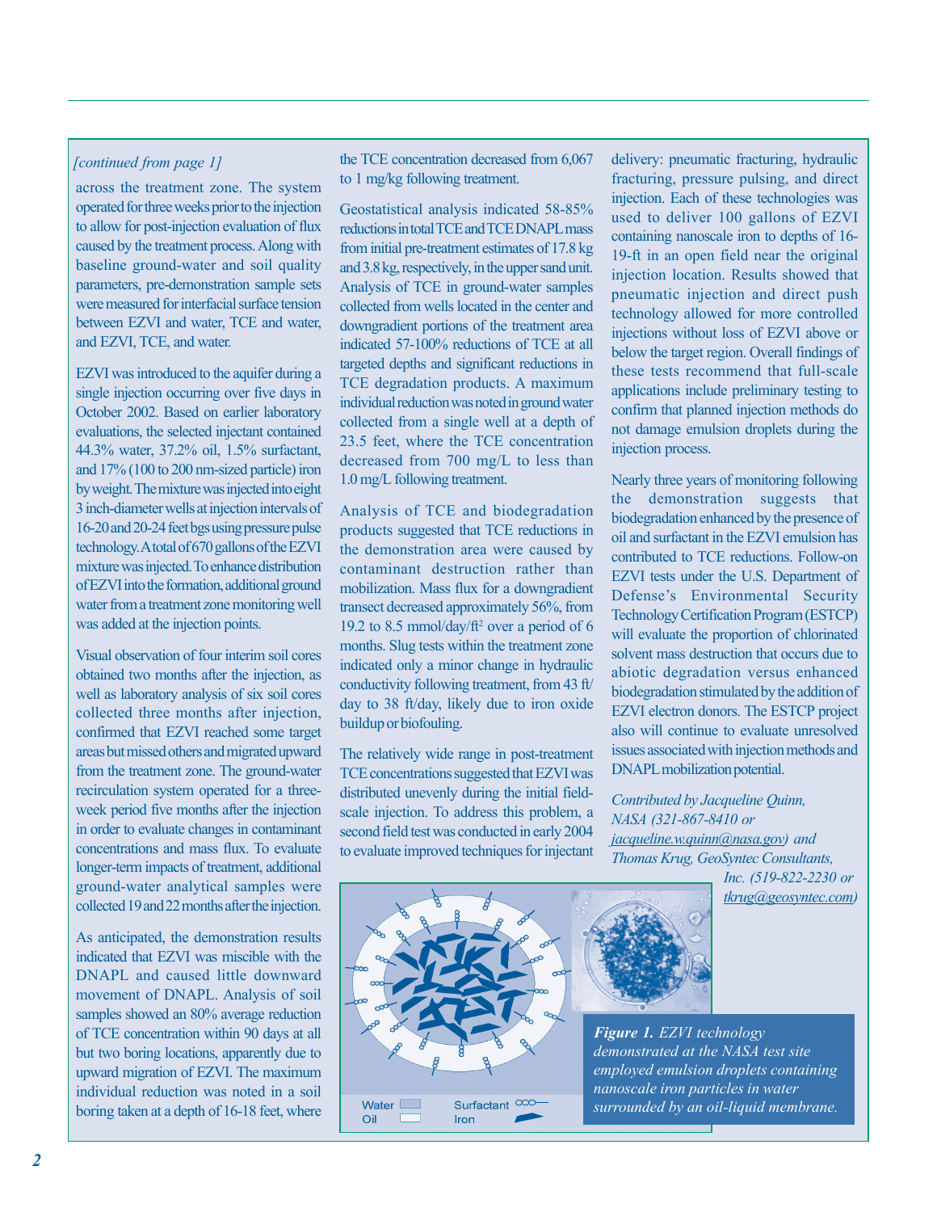*[continued from page 1]*

across the treatment zone. The system operated for three weeks prior to the injection to allow for post-injection evaluation of flux caused by the treatment process. Along with baseline ground-water and soil quality parameters, pre-demonstration sample sets were measured for interfacial surface tension between EZVI and water, TCE and water, and EZVI, TCE, and water.

EZVI was introduced to the aquifer during a single injection occurring over five days in October 2002. Based on earlier laboratory evaluations, the selected injectant contained 44.3% water, 37.2% oil, 1.5% surfactant, and 17% (100 to 200 nm-sized particle) iron by weight. The mixture was injected into eight 3 inch-diameter wells at injection intervals of 16-20 and 20-24 feet bgs using pressure pulse technology. A total of 670 gallons of the EZVI mixture was injected. To enhance distribution of EZVI into the formation, additional ground water from a treatment zone monitoring well was added at the injection points.

Visual observation of four interim soil cores obtained two months after the injection, as well as laboratory analysis of six soil cores collected three months after injection, confirmed that EZVI reached some target areas but missed others and migrated upward from the treatment zone. The ground-water recirculation system operated for a three-week period five months after the injection in order to evaluate changes in contaminant concentrations and mass flux. To evaluate longer-term impacts of treatment, additional ground-water analytical samples were collected 19 and 22 months after the injection.

As anticipated, the demonstration results indicated that EZVI was miscible with the DNAPL and caused little downward movement of DNAPL. Analysis of soil samples showed an 80% average reduction of TCE concentration within 90 days at all but two boring locations, apparently due to upward migration of EZVI. The maximum individual reduction was noted in a soil boring taken at a depth of 16-18 feet, where the TCE concentration decreased from 6,067 to 1 mg/kg following treatment.

Geostatistical analysis indicated 58-85% reductions in total TCE and TCE DNAPL mass from initial pre-treatment estimates of 17.8 kg and 3.8 kg, respectively, in the upper sand unit. Analysis of TCE in ground-water samples collected from wells located in the center and downgradient portions of the treatment area indicated 57-100% reductions of TCE at all targeted depths and significant reductions in TCE degradation products. A maximum individual reduction was noted in ground water collected from a single well at a depth of 23.5 feet, where the TCE concentration decreased from 700 mg/L to less than 1.0 mg/L following treatment.

Analysis of TCE and biodegradation products suggested that TCE reductions in the demonstration area were caused by contaminant destruction rather than mobilization. Mass flux for a downgradient transect decreased approximately 56%, from 19.2 to 8.5 mmol/day/ft$^2$ over a period of 6 months. Slug tests within the treatment zone indicated only a minor change in hydraulic conductivity following treatment, from 43 ft/day to 38 ft/day, likely due to iron oxide buildup or biofouling.

The relatively wide range in post-treatment TCE concentrations suggested that EZVI was distributed unevenly during the initial field-scale injection. To address this problem, a second field test was conducted in early 2004 to evaluate improved techniques for injectant delivery: pneumatic fracturing, hydraulic fracturing, pressure pulsing, and direct injection. Each of these technologies was used to deliver 100 gallons of EZVI containing nanoscale iron to depths of 16-19-ft in an open field near the original injection location. Results showed that pneumatic injection and direct push technology allowed for more controlled injections without loss of EZVI above or below the target region. Overall findings of these tests recommend that full-scale applications include preliminary testing to confirm that planned injection methods do not damage emulsion droplets during the injection process.

Nearly three years of monitoring following the demonstration suggests that biodegradation enhanced by the presence of oil and surfactant in the EZVI emulsion has contributed to TCE reductions. Follow-on EZVI tests under the U.S. Department of Defense's Environmental Security Technology Certification Program (ESTCP) will evaluate the proportion of chlorinated solvent mass destruction that occurs due to abiotic degradation versus enhanced biodegradation stimulated by the addition of EZVI electron donors. The ESTCP project also will continue to evaluate unresolved issues associated with injection methods and DNAPL mobilization potential.

*Contributed by Jacqueline Quinn, NASA (321-867-8410 or jacqueline.w.quinn@nasa.gov) and Thomas Krug, GeoSyntec Consultants, Inc. (519-822-2230 or tkrug@geosyntec.com)*

Water | Oil | Surfactant | Iron

***Figure 1.*** *EZVI technology demonstrated at the NASA test site employed emulsion droplets containing nanoscale iron particles in water surrounded by an oil-liquid membrane.*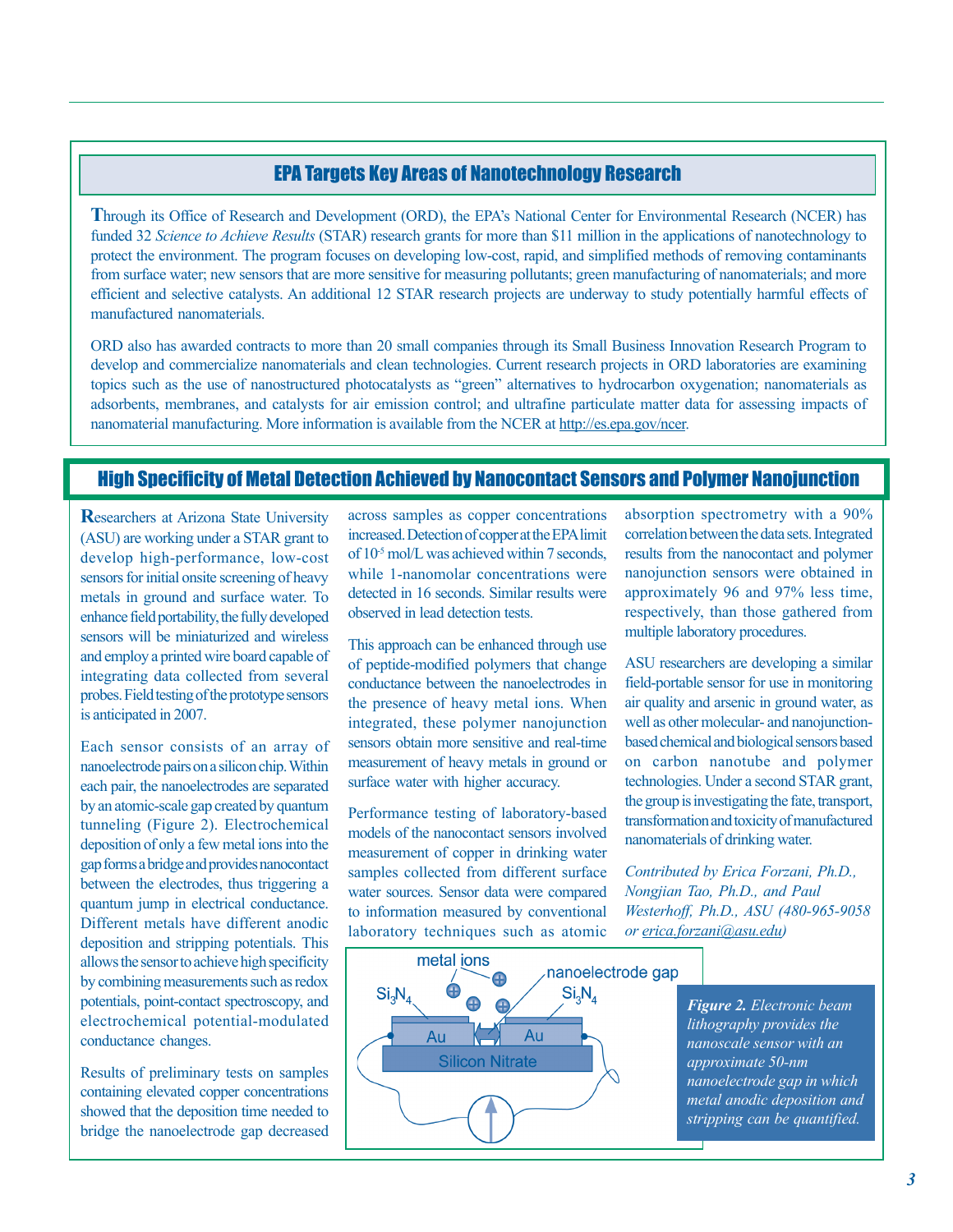## EPA Targets Key Areas of Nanotechnology Research

Through its Office of Research and Development (ORD), the EPA's National Center for Environmental Research (NCER) has funded 32 *Science to Achieve Results* (STAR) research grants for more than $11 million in the applications of nanotechnology to protect the environment. The program focuses on developing low-cost, rapid, and simplified methods of removing contaminants from surface water; new sensors that are more sensitive for measuring pollutants; green manufacturing of nanomaterials; and more efficient and selective catalysts. An additional 12 STAR research projects are underway to study potentially harmful effects of manufactured nanomaterials.

ORD also has awarded contracts to more than 20 small companies through its Small Business Innovation Research Program to develop and commercialize nanomaterials and clean technologies. Current research projects in ORD laboratories are examining topics such as the use of nanostructured photocatalysts as "green" alternatives to hydrocarbon oxygenation; nanomaterials as adsorbents, membranes, and catalysts for air emission control; and ultrafine particulate matter data for assessing impacts of nanomaterial manufacturing. More information is available from the NCER at http://es.epa.gov/ncer.

## High Specificity of Metal Detection Achieved by Nanocontact Sensors and Polymer Nanojunction

Researchers at Arizona State University (ASU) are working under a STAR grant to develop high-performance, low-cost sensors for initial onsite screening of heavy metals in ground and surface water. To enhance field portability, the fully developed sensors will be miniaturized and wireless and employ a printed wire board capable of integrating data collected from several probes. Field testing of the prototype sensors is anticipated in 2007.

Each sensor consists of an array of nanoelectrode pairs on a silicon chip. Within each pair, the nanoelectrodes are separated by an atomic-scale gap created by quantum tunneling (Figure 2). Electrochemical deposition of only a few metal ions into the gap forms a bridge and provides nanocontact between the electrodes, thus triggering a quantum jump in electrical conductance. Different metals have different anodic deposition and stripping potentials. This allows the sensor to achieve high specificity by combining measurements such as redox potentials, point-contact spectroscopy, and electrochemical potential-modulated conductance changes.

Results of preliminary tests on samples containing elevated copper concentrations showed that the deposition time needed to bridge the nanoelectrode gap decreased across samples as copper concentrations increased. Detection of copper at the EPA limit of $10^{-5}$ mol/L was achieved within 7 seconds, while 1-nanomolar concentrations were detected in 16 seconds. Similar results were observed in lead detection tests.

This approach can be enhanced through use of peptide-modified polymers that change conductance between the nanoelectrodes in the presence of heavy metal ions. When integrated, these polymer nanojunction sensors obtain more sensitive and real-time measurement of heavy metals in ground or surface water with higher accuracy.

Performance testing of laboratory-based models of the nanocontact sensors involved measurement of copper in drinking water samples collected from different surface water sources. Sensor data were compared to information measured by conventional laboratory techniques such as atomic absorption spectrometry with a 90% correlation between the data sets. Integrated results from the nanocontact and polymer nanojunction sensors were obtained in approximately 96 and 97% less time, respectively, than those gathered from multiple laboratory procedures.

ASU researchers are developing a similar field-portable sensor for use in monitoring air quality and arsenic in ground water, as well as other molecular- and nanojunction-based chemical and biological sensors based on carbon nanotube and polymer technologies. Under a second STAR grant, the group is investigating the fate, transport, transformation and toxicity of manufactured nanomaterials of drinking water.

*Contributed by Erica Forzani, Ph.D., Nongjian Tao, Ph.D., and Paul Westerhoff, Ph.D., ASU (480-965-9058 or erica.forzani@asu.edu)*

metal ions | nanoelectrode gap | $Si_3N_4$ | $Si_3N_4$ | Au | Au | Silicon Nitrate

***Figure 2.*** *Electronic beam lithography provides the nanoscale sensor with an approximate 50-nm nanoelectrode gap in which metal anodic deposition and stripping can be quantified.*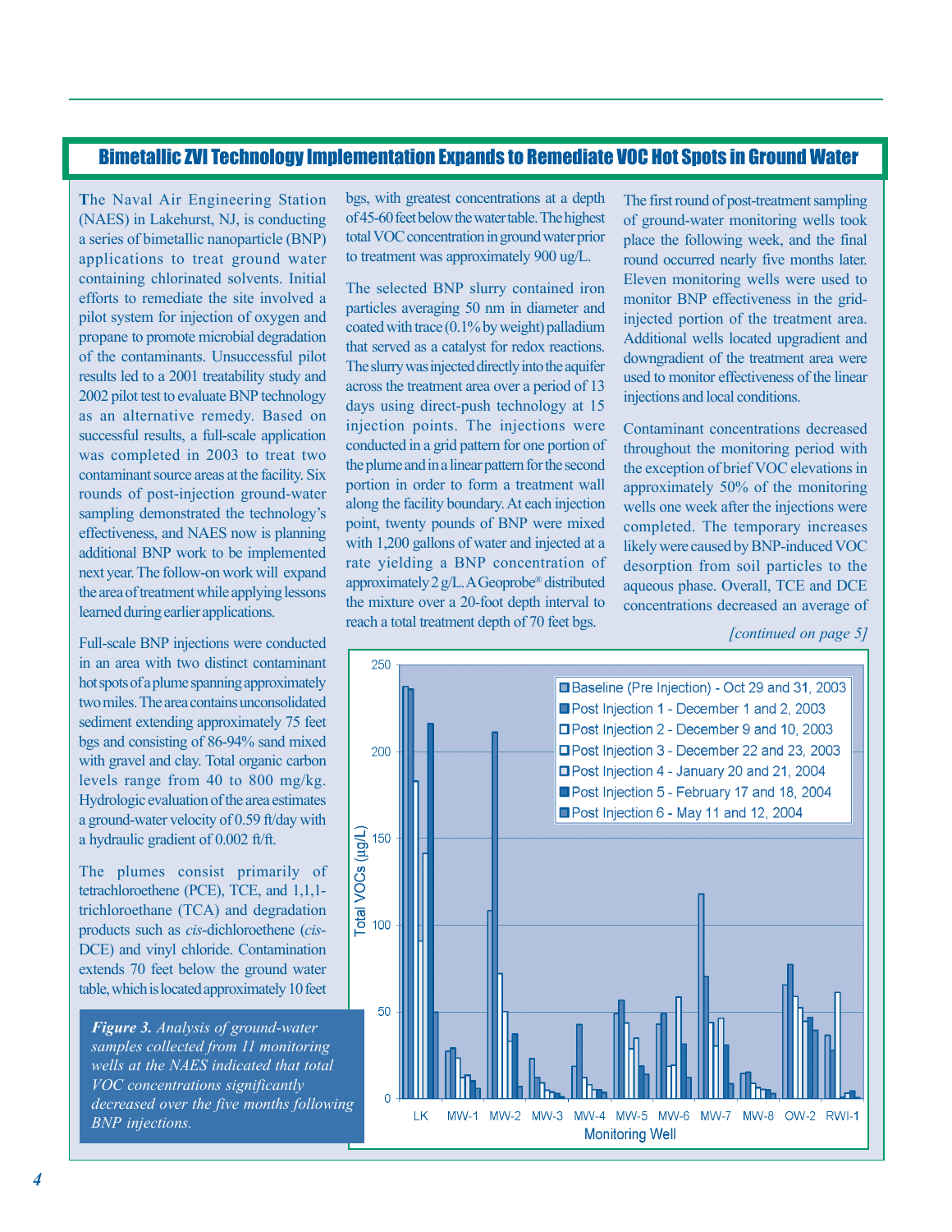## Bimetallic ZVI Technology Implementation Expands to Remediate VOC Hot Spots in Ground Water

The Naval Air Engineering Station (NAES) in Lakehurst, NJ, is conducting a series of bimetallic nanoparticle (BNP) applications to treat ground water containing chlorinated solvents. Initial efforts to remediate the site involved a pilot system for injection of oxygen and propane to promote microbial degradation of the contaminants. Unsuccessful pilot results led to a 2001 treatability study and 2002 pilot test to evaluate BNP technology as an alternative remedy. Based on successful results, a full-scale application was completed in 2003 to treat two contaminant source areas at the facility. Six rounds of post-injection ground-water sampling demonstrated the technology's effectiveness, and NAES now is planning additional BNP work to be implemented next year. The follow-on work will expand the area of treatment while applying lessons learned during earlier applications.

Full-scale BNP injections were conducted in an area with two distinct contaminant hot spots of a plume spanning approximately two miles. The area contains unconsolidated sediment extending approximately 75 feet bgs and consisting of 86-94% sand mixed with gravel and clay. Total organic carbon levels range from 40 to 800 mg/kg. Hydrologic evaluation of the area estimates a ground-water velocity of 0.59 ft/day with a hydraulic gradient of 0.002 ft/ft.

The plumes consist primarily of tetrachloroethene (PCE), TCE, and 1,1,1-trichloroethane (TCA) and degradation products such as *cis*-dichloroethene (*cis*-DCE) and vinyl chloride. Contamination extends 70 feet below the ground water table, which is located approximately 10 feet bgs, with greatest concentrations at a depth of 45-60 feet below the water table. The highest total VOC concentration in ground water prior to treatment was approximately 900 ug/L.

The selected BNP slurry contained iron particles averaging 50 nm in diameter and coated with trace (0.1% by weight) palladium that served as a catalyst for redox reactions. The slurry was injected directly into the aquifer across the treatment area over a period of 13 days using direct-push technology at 15 injection points. The injections were conducted in a grid pattern for one portion of the plume and in a linear pattern for the second portion in order to form a treatment wall along the facility boundary. At each injection point, twenty pounds of BNP were mixed with 1,200 gallons of water and injected at a rate yielding a BNP concentration of approximately 2 g/L. A Geoprobe® distributed the mixture over a 20-foot depth interval to reach a total treatment depth of 70 feet bgs.

The first round of post-treatment sampling of ground-water monitoring wells took place the following week, and the final round occurred nearly five months later. Eleven monitoring wells were used to monitor BNP effectiveness in the grid-injected portion of the treatment area. Additional wells located upgradient and downgradient of the treatment area were used to monitor effectiveness of the linear injections and local conditions.

Contaminant concentrations decreased throughout the monitoring period with the exception of brief VOC elevations in approximately 50% of the monitoring wells one week after the injections were completed. The temporary increases likely were caused by BNP-induced VOC desorption from soil particles to the aqueous phase. Overall, TCE and DCE concentrations decreased an average of

*[continued on page 5]*

***Figure 3.*** *Analysis of ground-water samples collected from 11 monitoring wells at the NAES indicated that total VOC concentrations significantly decreased over the five months following BNP injections.*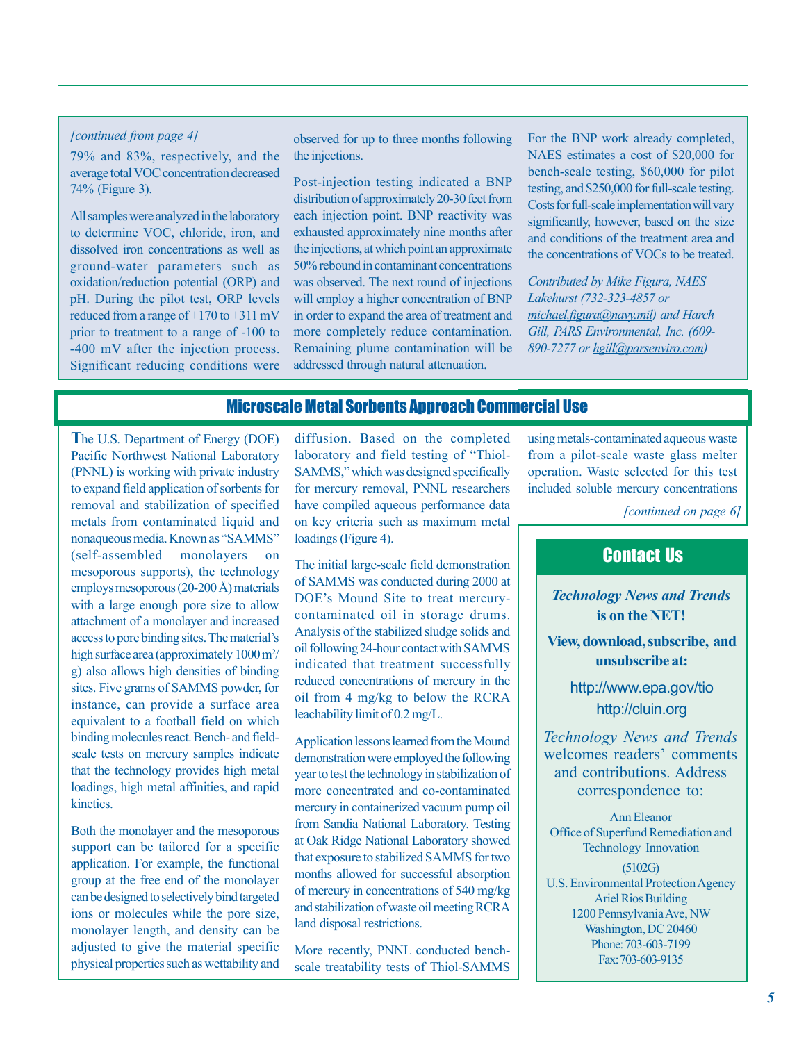*[continued from page 4]*

79% and 83%, respectively, and the average total VOC concentration decreased 74% (Figure 3).

All samples were analyzed in the laboratory to determine VOC, chloride, iron, and dissolved iron concentrations as well as ground-water parameters such as oxidation/reduction potential (ORP) and pH. During the pilot test, ORP levels reduced from a range of +170 to +311 mV prior to treatment to a range of -100 to -400 mV after the injection process. Significant reducing conditions were observed for up to three months following the injections.

Post-injection testing indicated a BNP distribution of approximately 20-30 feet from each injection point. BNP reactivity was exhausted approximately nine months after the injections, at which point an approximate 50% rebound in contaminant concentrations was observed. The next round of injections will employ a higher concentration of BNP in order to expand the area of treatment and more completely reduce contamination. Remaining plume contamination will be addressed through natural attenuation.

For the BNP work already completed, NAES estimates a cost of $20,000 for bench-scale testing, $60,000 for pilot testing, and $250,000 for full-scale testing. Costs for full-scale implementation will vary significantly, however, based on the size and conditions of the treatment area and the concentrations of VOCs to be treated.

*Contributed by Mike Figura, NAES Lakehurst (732-323-4857 or michael.figura@navy.mil) and Harch Gill, PARS Environmental, Inc. (609-890-7277 or hgill@parsenviro.com)*

## Microscale Metal Sorbents Approach Commercial Use

The U.S. Department of Energy (DOE) Pacific Northwest National Laboratory (PNNL) is working with private industry to expand field application of sorbents for removal and stabilization of specified metals from contaminated liquid and nonaqueous media. Known as "SAMMS" (self-assembled monolayers on mesoporous supports), the technology employs mesoporous (20-200 Å) materials with a large enough pore size to allow attachment of a monolayer and increased access to pore binding sites. The material's high surface area (approximately 1000 $m^2/g$) also allows high densities of binding sites. Five grams of SAMMS powder, for instance, can provide a surface area equivalent to a football field on which binding molecules react. Bench- and field-scale tests on mercury samples indicate that the technology provides high metal loadings, high metal affinities, and rapid kinetics.

Both the monolayer and the mesoporous support can be tailored for a specific application. For example, the functional group at the free end of the monolayer can be designed to selectively bind targeted ions or molecules while the pore size, monolayer length, and density can be adjusted to give the material specific physical properties such as wettability and diffusion. Based on the completed laboratory and field testing of "Thiol-SAMMS," which was designed specifically for mercury removal, PNNL researchers have compiled aqueous performance data on key criteria such as maximum metal loadings (Figure 4).

The initial large-scale field demonstration of SAMMS was conducted during 2000 at DOE's Mound Site to treat mercury-contaminated oil in storage drums. Analysis of the stabilized sludge solids and oil following 24-hour contact with SAMMS indicated that treatment successfully reduced concentrations of mercury in the oil from 4 mg/kg to below the RCRA leachability limit of 0.2 mg/L.

Application lessons learned from the Mound demonstration were employed the following year to test the technology in stabilization of more concentrated and co-contaminated mercury in containerized vacuum pump oil from Sandia National Laboratory. Testing at Oak Ridge National Laboratory showed that exposure to stabilized SAMMS for two months allowed for successful absorption of mercury in concentrations of 540 mg/kg and stabilization of waste oil meeting RCRA land disposal restrictions.

More recently, PNNL conducted bench-scale treatability tests of Thiol-SAMMS using metals-contaminated aqueous waste from a pilot-scale waste glass melter operation. Waste selected for this test included soluble mercury concentrations

*[continued on page 6]*

## Contact Us

***Technology News and Trends*** **is on the NET!**

**View, download, subscribe, and unsubscribe at:**

http://www.epa.gov/tio

http://cluin.org

*Technology News and Trends* welcomes readers' comments and contributions. Address correspondence to:

Ann Eleanor
Office of Superfund Remediation and Technology Innovation
(5102G)
U.S. Environmental Protection Agency
Ariel Rios Building
1200 Pennsylvania Ave, NW
Washington, DC 20460
Phone: 703-603-7199
Fax: 703-603-9135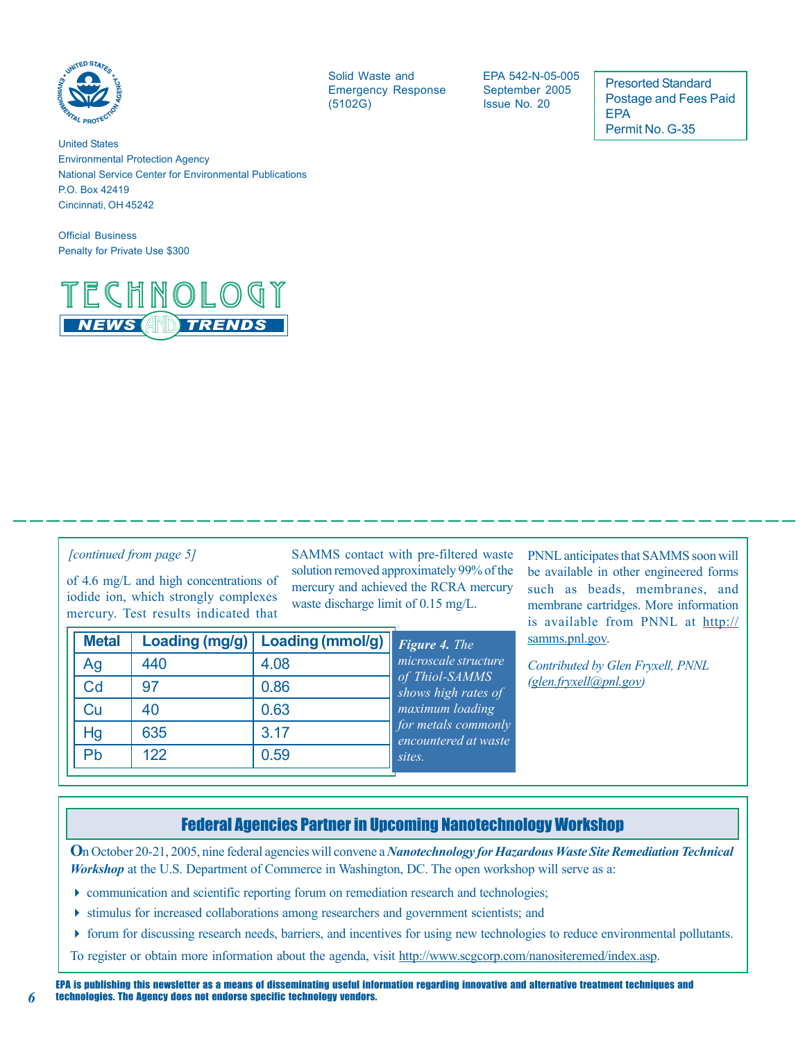United States
Environmental Protection Agency
National Service Center for Environmental Publications
P.O. Box 42419
Cincinnati, OH 45242

Official Business
Penalty for Private Use $300

Solid Waste and Emergency Response (5102G)

EPA 542-N-05-005
September 2005
Issue No. 20

Presorted Standard
Postage and Fees Paid
EPA
Permit No. G-35

TECHNOLOGY NEWS AND TRENDS

*[continued from page 5]*

of 4.6 mg/L and high concentrations of iodide ion, which strongly complexes mercury. Test results indicated that SAMMS contact with pre-filtered waste solution removed approximately 99% of the mercury and achieved the RCRA mercury waste discharge limit of 0.15 mg/L.

| Metal | Loading (mg/g) | Loading (mmol/g) |
|---|---|---|
| Ag | 440 | 4.08 |
| Cd | 97 | 0.86 |
| Cu | 40 | 0.63 |
| Hg | 635 | 3.17 |
| Pb | 122 | 0.59 |

***Figure 4.*** *The microscale structure of Thiol-SAMMS shows high rates of maximum loading for metals commonly encountered at waste sites.*

PNNL anticipates that SAMMS soon will be available in other engineered forms such as beads, membranes, and membrane cartridges. More information is available from PNNL at http://samms.pnl.gov.

*Contributed by Glen Fryxell, PNNL (glen.fryxell@pnl.gov)*

## Federal Agencies Partner in Upcoming Nanotechnology Workshop

On October 20-21, 2005, nine federal agencies will convene a ***Nanotechnology for Hazardous Waste Site Remediation Technical Workshop*** at the U.S. Department of Commerce in Washington, DC. The open workshop will serve as a:

- communication and scientific reporting forum on remediation research and technologies;
- stimulus for increased collaborations among researchers and government scientists; and
- forum for discussing research needs, barriers, and incentives for using new technologies to reduce environmental pollutants.

To register or obtain more information about the agenda, visit http://www.scgcorp.com/nanositeremed/index.asp.

**EPA is publishing this newsletter as a means of disseminating useful information regarding innovative and alternative treatment techniques and technologies. The Agency does not endorse specific technology vendors.**